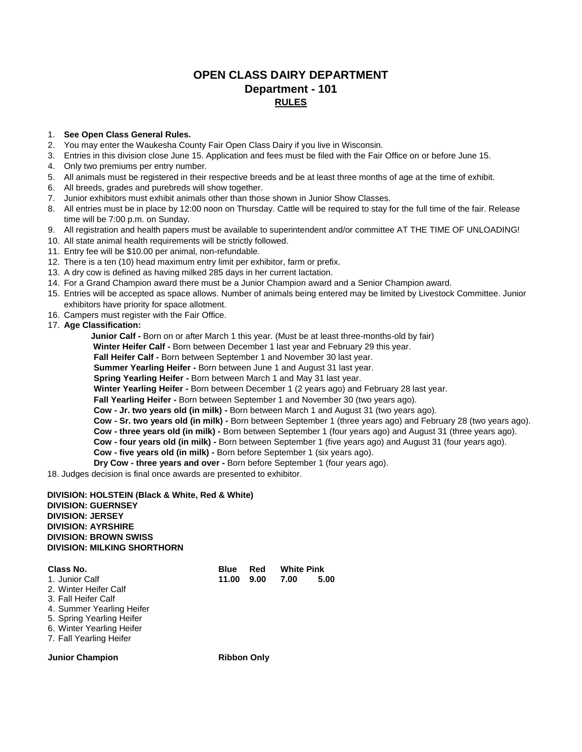# OPEN CLASS DAIRY DEPARTMENT

## Department - 101

### RULES

1. **See Open Class General Rules.**
2. You may enter the Waukesha County Fair Open Class Dairy if you live in Wisconsin.
3. Entries in this division close June 15. Application and fees must be filed with the Fair Office on or before June 15.
4. Only two premiums per entry number.
5. All animals must be registered in their respective breeds and be at least three months of age at the time of exhibit.
6. All breeds, grades and purebreds will show together.
7. Junior exhibitors must exhibit animals other than those shown in Junior Show Classes.
8. All entries must be in place by 12:00 noon on Thursday. Cattle will be required to stay for the full time of the fair. Release time will be 7:00 p.m. on Sunday.
9. All registration and health papers must be available to superintendent and/or committee AT THE TIME OF UNLOADING!
10. All state animal health requirements will be strictly followed.
11. Entry fee will be $10.00 per animal, non-refundable.
12. There is a ten (10) head maximum entry limit per exhibitor, farm or prefix.
13. A dry cow is defined as having milked 285 days in her current lactation.
14. For a Grand Champion award there must be a Junior Champion award and a Senior Champion award.
15. Entries will be accepted as space allows. Number of animals being entered may be limited by Livestock Committee. Junior exhibitors have priority for space allotment.
16. Campers must register with the Fair Office.
17. **Age Classification:**
    - **Junior Calf -** Born on or after March 1 this year. (Must be at least three-months-old by fair)
    - **Winter Heifer Calf -** Born between December 1 last year and February 29 this year.
    - **Fall Heifer Calf -** Born between September 1 and November 30 last year.
    - **Summer Yearling Heifer -** Born between June 1 and August 31 last year.
    - **Spring Yearling Heifer -** Born between March 1 and May 31 last year.
    - **Winter Yearling Heifer -** Born between December 1 (2 years ago) and February 28 last year.
    - **Fall Yearling Heifer -** Born between September 1 and November 30 (two years ago).
    - **Cow - Jr. two years old (in milk) -** Born between March 1 and August 31 (two years ago).
    - **Cow - Sr. two years old (in milk) -** Born between September 1 (three years ago) and February 28 (two years ago).
    - **Cow - three years old (in milk) -** Born between September 1 (four years ago) and August 31 (three years ago).
    - **Cow - four years old (in milk) -** Born between September 1 (five years ago) and August 31 (four years ago).
    - **Cow - five years old (in milk) -** Born before September 1 (six years ago).
    - **Dry Cow - three years and over -** Born before September 1 (four years ago).
18. Judges decision is final once awards are presented to exhibitor.

**DIVISION: HOLSTEIN (Black & White, Red & White)**
**DIVISION: GUERNSEY**
**DIVISION: JERSEY**
**DIVISION: AYRSHIRE**
**DIVISION: BROWN SWISS**
**DIVISION: MILKING SHORTHORN**

| Class No. | Blue | Red | White | Pink |
|---|---|---|---|---|
| 1. Junior Calf | **11.00** | **9.00** | **7.00** | **5.00** |
| 2. Winter Heifer Calf | | | | |
| 3. Fall Heifer Calf | | | | |
| 4. Summer Yearling Heifer | | | | |
| 5. Spring Yearling Heifer | | | | |
| 6. Winter Yearling Heifer | | | | |
| 7. Fall Yearling Heifer | | | | |

**Junior Champion** **Ribbon Only**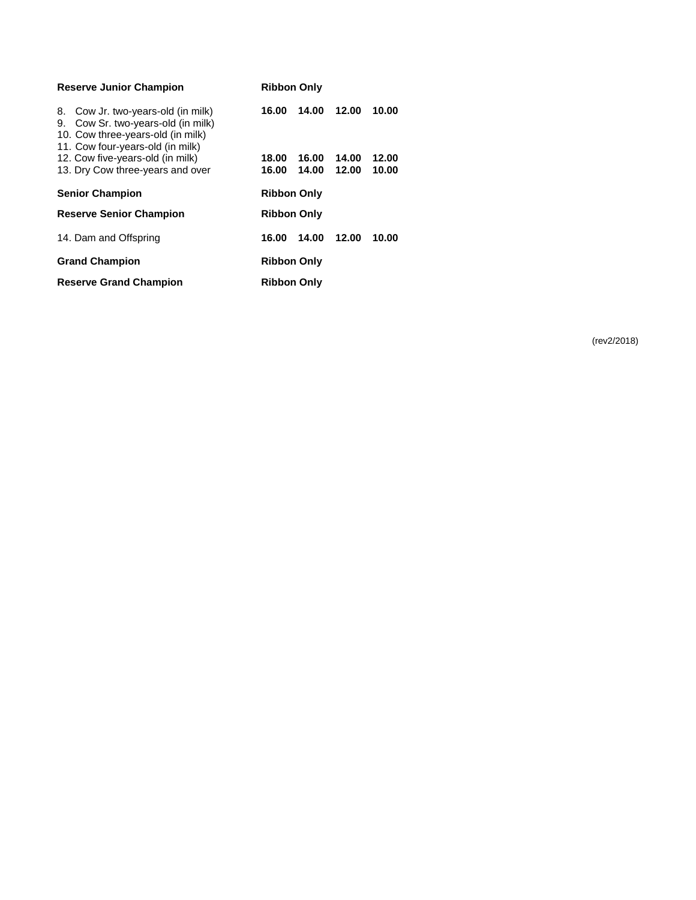| | | | | |
|---|---|---|---|---|
| **Reserve Junior Champion** | **Ribbon Only** | | | |
| 8. Cow Jr. two-years-old (in milk)<br>9. Cow Sr. two-years-old (in milk)<br>10. Cow three-years-old (in milk)<br>11. Cow four-years-old (in milk) | **16.00** | **14.00** | **12.00** | **10.00** |
| 12. Cow five-years-old (in milk) | **18.00** | **16.00** | **14.00** | **12.00** |
| 13. Dry Cow three-years and over | **16.00** | **14.00** | **12.00** | **10.00** |
| **Senior Champion** | **Ribbon Only** | | | |
| **Reserve Senior Champion** | **Ribbon Only** | | | |
| 14. Dam and Offspring | **16.00** | **14.00** | **12.00** | **10.00** |
| **Grand Champion** | **Ribbon Only** | | | |
| **Reserve Grand Champion** | **Ribbon Only** | | | |

(rev2/2018)